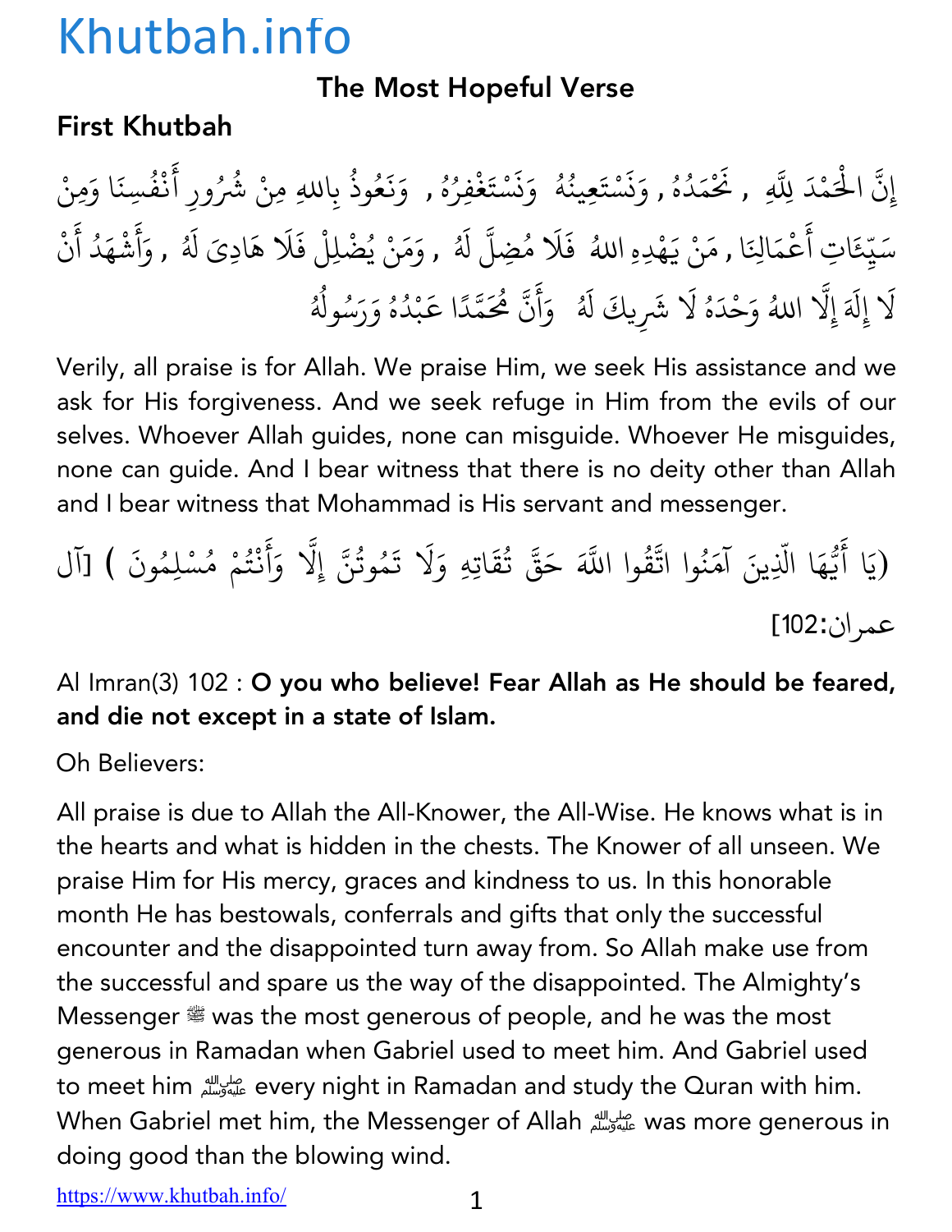# Khutbah.info

## The Most Hopeful Verse

### First Khutbah

إِنَّ الْحَمْدَ لِلَّهِ , نَحْمَدُهُ , وَنَسْتَعِينُهُ وَنَسْتَغْفِرُهُ , وَنَعُوذُ بِاللهِ مِنْ شُرُورِ أَنْفُسِنَا وَمِنْ سَيِّئَاتِ أَعْمَالِنَا , مَنْ يَهْدِهِ اللهُ فَلَا مُضِلَّ لَهُ , وَمَنْ يُضْلِلْ فَلَا هَادِيَ لَهُ , وَأَشْهَدُ أَنْ لَا إِلَهَ إِلَّا اللهُ وَحْدَهُ لَا شَرِيكَ لَهُ وَأَنَّ مُحَمَّدًا عَبْدُهُ وَرَسُولُهُ

Verily, all praise is for Allah. We praise Him, we seek His assistance and we ask for His forgiveness. And we seek refuge in Him from the evils of our selves. Whoever Allah guides, none can misguide. Whoever He misguides, none can guide. And I bear witness that there is no deity other than Allah and I bear witness that Mohammad is His servant and messenger.

(يَا أَيُّهَا الَّذِينَ آمَنُوا اتَّقُوا اللَّهَ حَقَّ تُقَاتِهِ وَلَا تَمُوتُنَّ إِلَّا وَأَنْتُمْ مُسْلِمُونَ ) [آل عمران:102]

Al Imran(3) 102 : **O you who believe! Fear Allah as He should be feared, and die not except in a state of Islam.**

Oh Believers:

All praise is due to Allah the All-Knower, the All-Wise. He knows what is in the hearts and what is hidden in the chests. The Knower of all unseen. We praise Him for His mercy, graces and kindness to us. In this honorable month He has bestowals, conferrals and gifts that only the successful encounter and the disappointed turn away from. So Allah make use from the successful and spare us the way of the disappointed. The Almighty's Messenger ﷺ was the most generous of people, and he was the most generous in Ramadan when Gabriel used to meet him. And Gabriel used to meet him ﷺ every night in Ramadan and study the Quran with him. When Gabriel met him, the Messenger of Allah ﷺ was more generous in doing good than the blowing wind.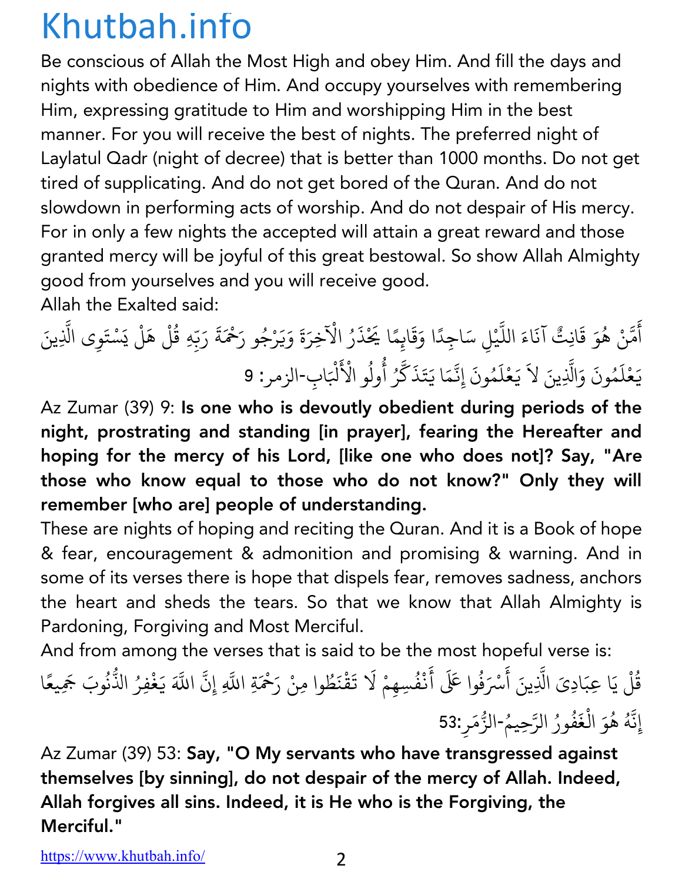Be conscious of Allah the Most High and obey Him. And fill the days and nights with obedience of Him. And occupy yourselves with remembering Him, expressing gratitude to Him and worshipping Him in the best manner. For you will receive the best of nights. The preferred night of Laylatul Qadr (night of decree) that is better than 1000 months. Do not get tired of supplicating. And do not get bored of the Quran. And do not slowdown in performing acts of worship. And do not despair of His mercy. For in only a few nights the accepted will attain a great reward and those granted mercy will be joyful of this great bestowal. So show Allah Almighty good from yourselves and you will receive good.

Allah the Exalted said:

أَمَّنْ هُوَ قَانِتٌ آنَاءَ اللَّيْلِ سَاجِدًا وَقَائِمًا يَحْذَرُ الْآخِرَةَ وَيَرْجُو رَحْمَةَ رَبِّهِ قُلْ هَلْ يَسْتَوِي الَّذِينَ يَعْلَمُونَ وَالَّذِينَ لاَ يَعْلَمُونَ إِنَّمَا يَتَذَكَّرُ أُولُو الْأَلْبَابِ-الزمر: 9

Az Zumar (39) 9: **Is one who is devoutly obedient during periods of the night, prostrating and standing [in prayer], fearing the Hereafter and hoping for the mercy of his Lord, [like one who does not]? Say, "Are those who know equal to those who do not know?" Only they will remember [who are] people of understanding.**

These are nights of hoping and reciting the Quran. And it is a Book of hope & fear, encouragement & admonition and promising & warning. And in some of its verses there is hope that dispels fear, removes sadness, anchors the heart and sheds the tears. So that we know that Allah Almighty is Pardoning, Forgiving and Most Merciful.

And from among the verses that is said to be the most hopeful verse is:

قُلْ يَا عِبَادِيَ الَّذِينَ أَسْرَفُوا عَلَى أَنْفُسِهِمْ لَا تَقْنَطُوا مِنْ رَحْمَةِ اللَّهِ إِنَّ اللَّهَ يَغْفِرُ الذُّنُوبَ جَمِيعًا إِنَّهُ هُوَ الْغَفُورُ الرَّحِيمُ-الزُّمَرِ:53

Az Zumar (39) 53: **Say, "O My servants who have transgressed against themselves [by sinning], do not despair of the mercy of Allah. Indeed, Allah forgives all sins. Indeed, it is He who is the Forgiving, the Merciful."**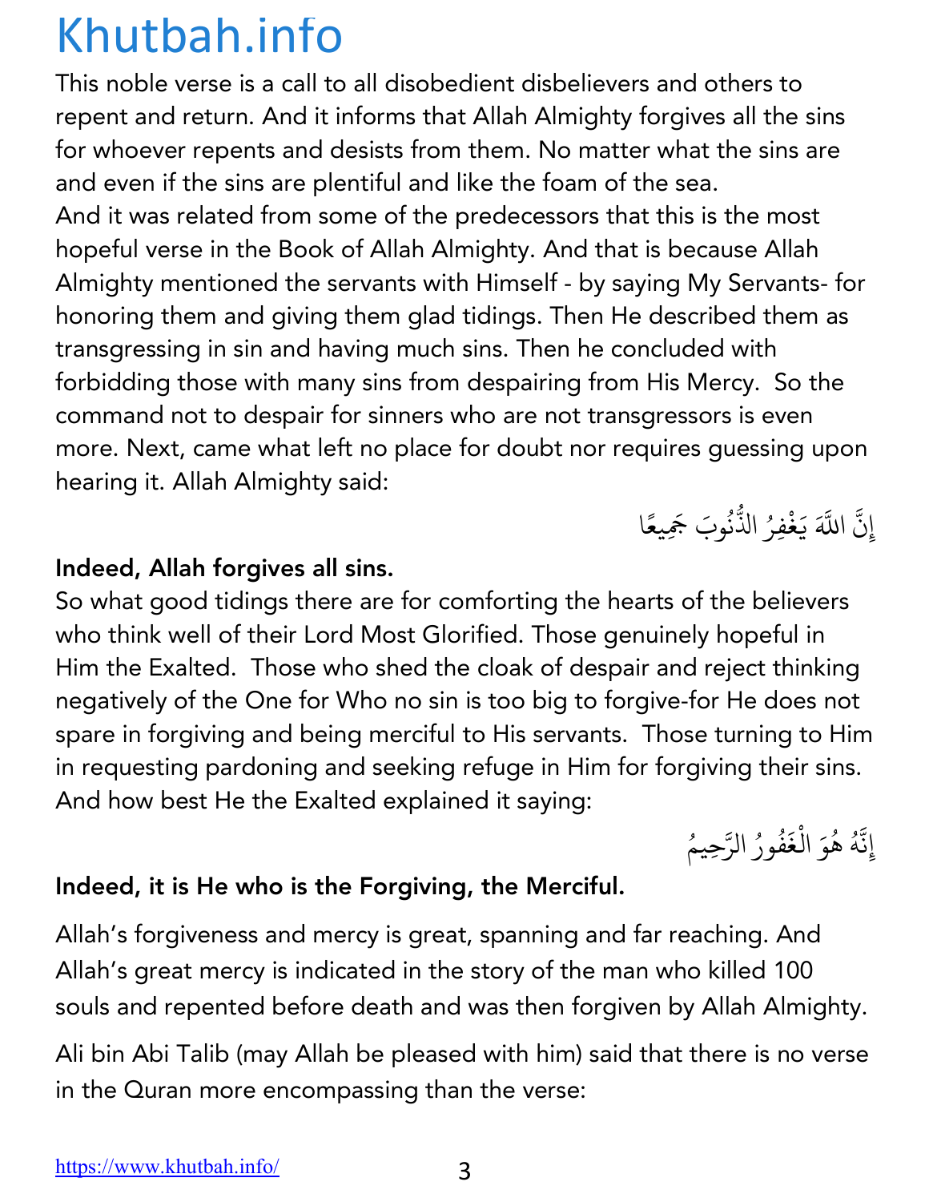This noble verse is a call to all disobedient disbelievers and others to repent and return. And it informs that Allah Almighty forgives all the sins for whoever repents and desists from them. No matter what the sins are and even if the sins are plentiful and like the foam of the sea.

And it was related from some of the predecessors that this is the most hopeful verse in the Book of Allah Almighty. And that is because Allah Almighty mentioned the servants with Himself - by saying My Servants- for honoring them and giving them glad tidings. Then He described them as transgressing in sin and having much sins. Then he concluded with forbidding those with many sins from despairing from His Mercy.  So the command not to despair for sinners who are not transgressors is even more. Next, came what left no place for doubt nor requires guessing upon hearing it. Allah Almighty said:

إِنَّ اللَّهَ يَغْفِرُ الذُّنُوبَ جَمِيعًا

**Indeed, Allah forgives all sins.**

So what good tidings there are for comforting the hearts of the believers who think well of their Lord Most Glorified. Those genuinely hopeful in Him the Exalted.  Those who shed the cloak of despair and reject thinking negatively of the One for Who no sin is too big to forgive-for He does not spare in forgiving and being merciful to His servants.  Those turning to Him in requesting pardoning and seeking refuge in Him for forgiving their sins. And how best He the Exalted explained it saying:

إِنَّهُ هُوَ الْغَفُورُ الرَّحِيمُ

**Indeed, it is He who is the Forgiving, the Merciful.**

Allah's forgiveness and mercy is great, spanning and far reaching. And Allah's great mercy is indicated in the story of the man who killed 100 souls and repented before death and was then forgiven by Allah Almighty.

Ali bin Abi Talib (may Allah be pleased with him) said that there is no verse in the Quran more encompassing than the verse: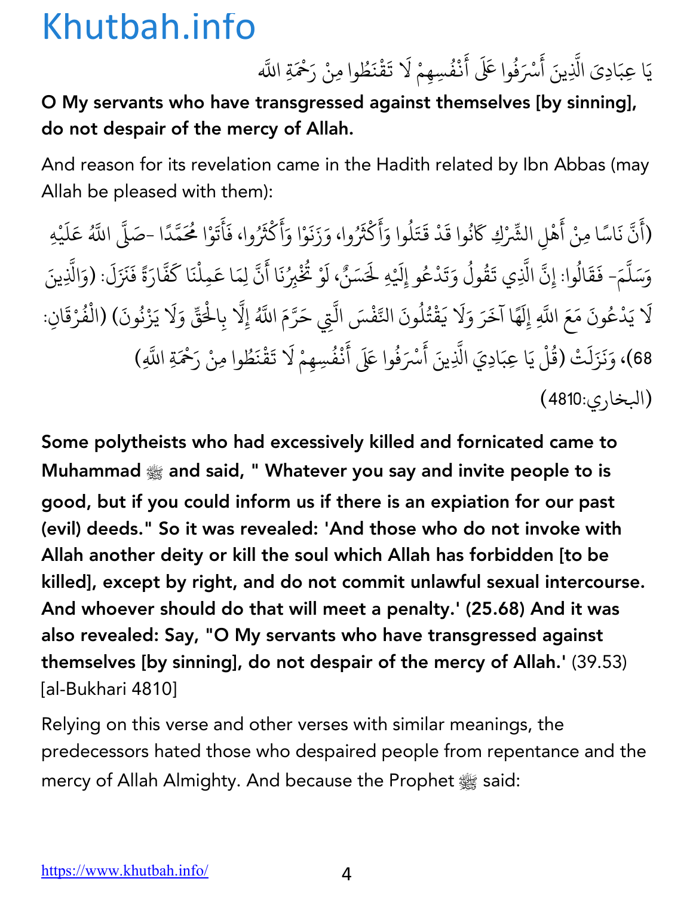يَا عِبَادِيَ الَّذِينَ أَسْرَفُوا عَلَى أَنْفُسِهِمْ لَا تَقْنَطُوا مِنْ رَحْمَةِ اللَّه

**O My servants who have transgressed against themselves [by sinning], do not despair of the mercy of Allah.**

And reason for its revelation came in the Hadith related by Ibn Abbas (may Allah be pleased with them):

(أَنَّ نَاسًا مِنْ أَهْلِ الشِّرْكِ كَانُوا قَدْ قَتَلُوا وَأَكْثَرُوا، وَزَنَوْا وَأَكْثَرُوا، فَأَتَوْا مُحَمَّدًا -صَلَّى اللَّهُ عَلَيْهِ وَسَلَّمَ- فَقَالُوا: إِنَّ الَّذِي تَقُولُ وَتَدْعُو إِلَيْهِ لَحَسَنٌ، لَوْ تُخْبِرُنَا أَنَّ لِمَا عَمِلْنَا كَفَّارَةً فَنَزَلَ: (وَالَّذِينَ لَا يَدْعُونَ مَعَ اللَّهِ إِلَهًا آخَرَ وَلَا يَقْتُلُونَ النَّفْسَ الَّتِي حَرَّمَ اللَّهُ إِلَّا بِالْحَقِّ وَلَا يَزْنُونَ) (الْفُرْقَانِ: 68)، وَنَزَلَتْ (قُلْ يَا عِبَادِيَ الَّذِينَ أَسْرَفُوا عَلَى أَنْفُسِهِمْ لَا تَقْنَطُوا مِنْ رَحْمَةِ اللَّهِ)

(البخاري:4810)

**Some polytheists who had excessively killed and fornicated came to Muhammad ﷺ and said, " Whatever you say and invite people to is good, but if you could inform us if there is an expiation for our past (evil) deeds." So it was revealed: 'And those who do not invoke with Allah another deity or kill the soul which Allah has forbidden [to be killed], except by right, and do not commit unlawful sexual intercourse. And whoever should do that will meet a penalty.' (25.68) And it was also revealed: Say, "O My servants who have transgressed against themselves [by sinning], do not despair of the mercy of Allah.'** (39.53) [al-Bukhari 4810]

Relying on this verse and other verses with similar meanings, the predecessors hated those who despaired people from repentance and the mercy of Allah Almighty. And because the Prophet ﷺ said: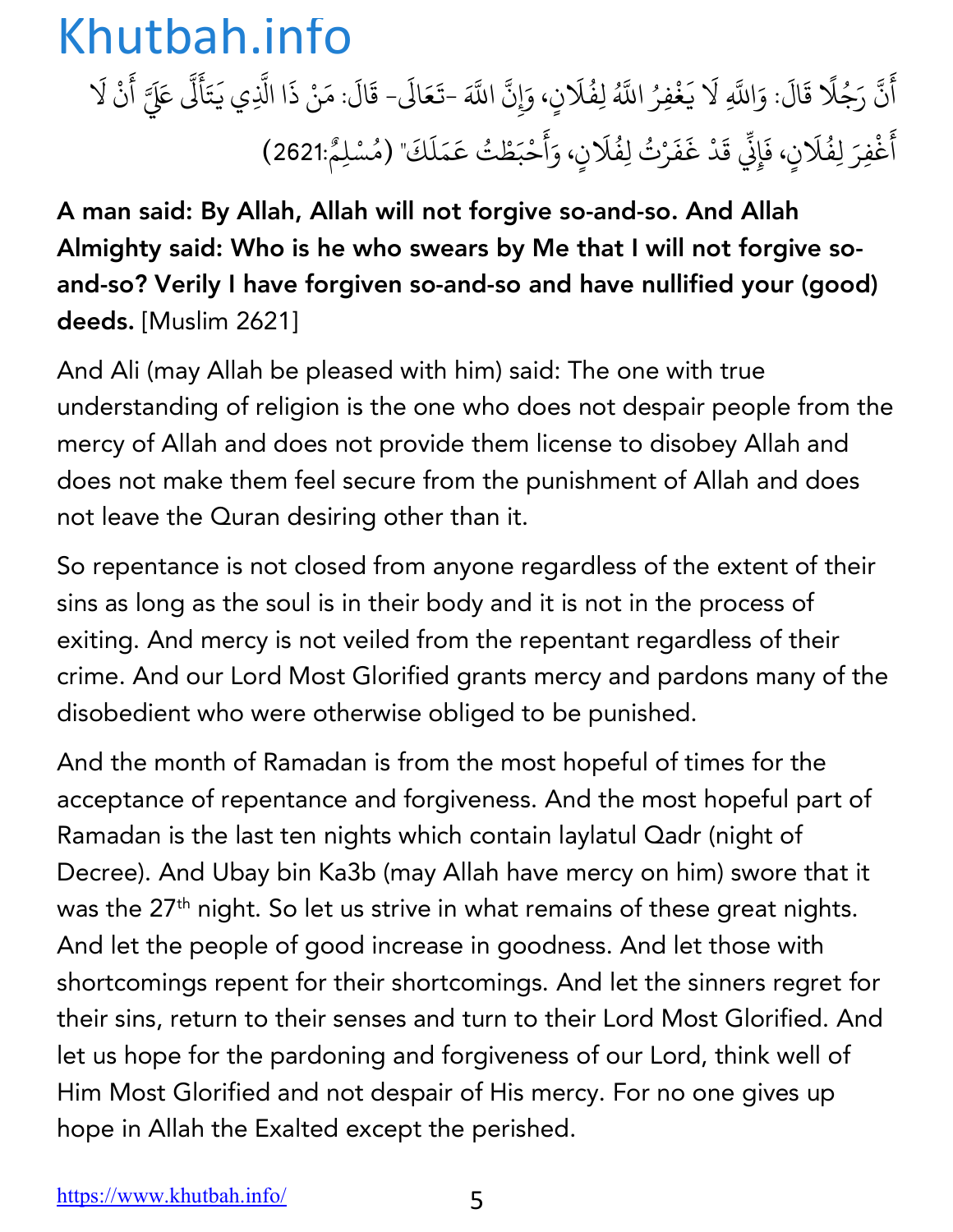أَنَّ رَجُلًا قَالَ: وَاللَّهِ لَا يَغْفِرُ اللَّهُ لِفُلَانٍ، وَإِنَّ اللَّهَ -تَعَالَى- قَالَ: مَنْ ذَا الَّذِي يَتَأَلَّى عَلَيَّ أَنْ لَا أَغْفِرَ لِفُلَانٍ، فَإِنِّي قَدْ غَفَرْتُ لِفُلَانٍ، وَأَحْبَطْتُ عَمَلَكَ" (مُسْلِمٌ:2621)

**A man said: By Allah, Allah will not forgive so-and-so. And Allah Almighty said: Who is he who swears by Me that I will not forgive so-and-so? Verily I have forgiven so-and-so and have nullified your (good) deeds.** [Muslim 2621]

And Ali (may Allah be pleased with him) said: The one with true understanding of religion is the one who does not despair people from the mercy of Allah and does not provide them license to disobey Allah and does not make them feel secure from the punishment of Allah and does not leave the Quran desiring other than it.

So repentance is not closed from anyone regardless of the extent of their sins as long as the soul is in their body and it is not in the process of exiting. And mercy is not veiled from the repentant regardless of their crime. And our Lord Most Glorified grants mercy and pardons many of the disobedient who were otherwise obliged to be punished.

And the month of Ramadan is from the most hopeful of times for the acceptance of repentance and forgiveness. And the most hopeful part of Ramadan is the last ten nights which contain laylatul Qadr (night of Decree). And Ubay bin Ka3b (may Allah have mercy on him) swore that it was the 27th night. So let us strive in what remains of these great nights. And let the people of good increase in goodness. And let those with shortcomings repent for their shortcomings. And let the sinners regret for their sins, return to their senses and turn to their Lord Most Glorified. And let us hope for the pardoning and forgiveness of our Lord, think well of Him Most Glorified and not despair of His mercy. For no one gives up hope in Allah the Exalted except the perished.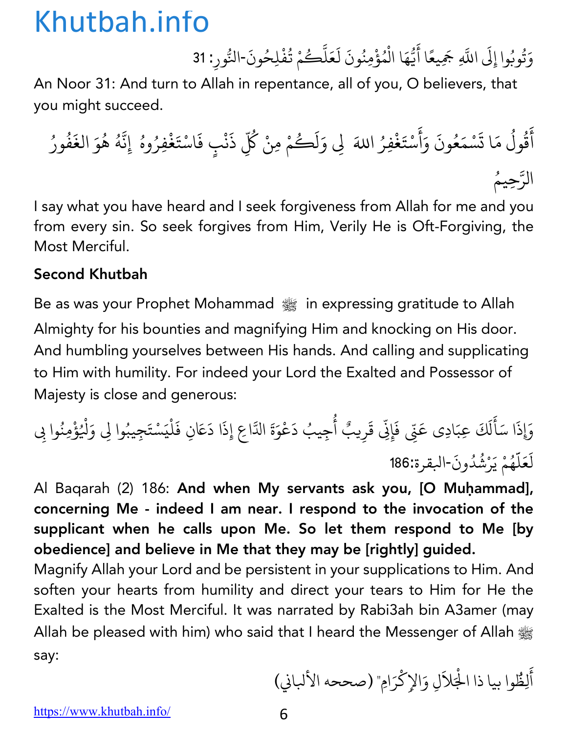وَتُوبُوا إِلَى اللَّهِ جَمِيعًا أَيُّهَا الْمُؤْمِنُونَ لَعَلَّكُمْ تُفْلِحُونَ-النُّورِ: 31

An Noor 31: And turn to Allah in repentance, all of you, O believers, that you might succeed.

أَقُولُ مَا تَسْمَعُونَ وَأَسْتَغْفِرُ اللهَ لِي وَلَكُمْ مِنْ كُلِّ ذَنْبٍ فَاسْتَغْفِرُوهُ إِنَّهُ هُوَ الغَفُورُ الرَّحِيمُ

I say what you have heard and I seek forgiveness from Allah for me and you from every sin. So seek forgives from Him, Verily He is Oft-Forgiving, the Most Merciful.

**Second Khutbah**

Be as was your Prophet Mohammad ﷺ in expressing gratitude to Allah Almighty for his bounties and magnifying Him and knocking on His door. And humbling yourselves between His hands. And calling and supplicating to Him with humility. For indeed your Lord the Exalted and Possessor of Majesty is close and generous:

وَإِذَا سَأَلَكَ عِبَادِى عَنِّى فَإِنِّى قَرِيبٌ أُجِيبُ دَعْوَةَ الدَّاعِ إِذَا دَعَانِ فَلْيَسْتَجِيبُوا لِى وَلْيُؤْمِنُوا بِى لَعَلَّهُمْ يَرْشُدُونَ-البقرة:186

Al Baqarah (2) 186: **And when My servants ask you, [O Muḥammad], concerning Me - indeed I am near. I respond to the invocation of the supplicant when he calls upon Me. So let them respond to Me [by obedience] and believe in Me that they may be [rightly] guided.**

Magnify Allah your Lord and be persistent in your supplications to Him. And soften your hearts from humility and direct your tears to Him for He the Exalted is the Most Merciful. It was narrated by Rabi3ah bin A3amer (may Allah be pleased with him) who said that I heard the Messenger of Allah ﷺ say:

أَلِظُّوا بيا ذا الْجَلَالِ وَالإِكْرَامِ" (صححه الألباني)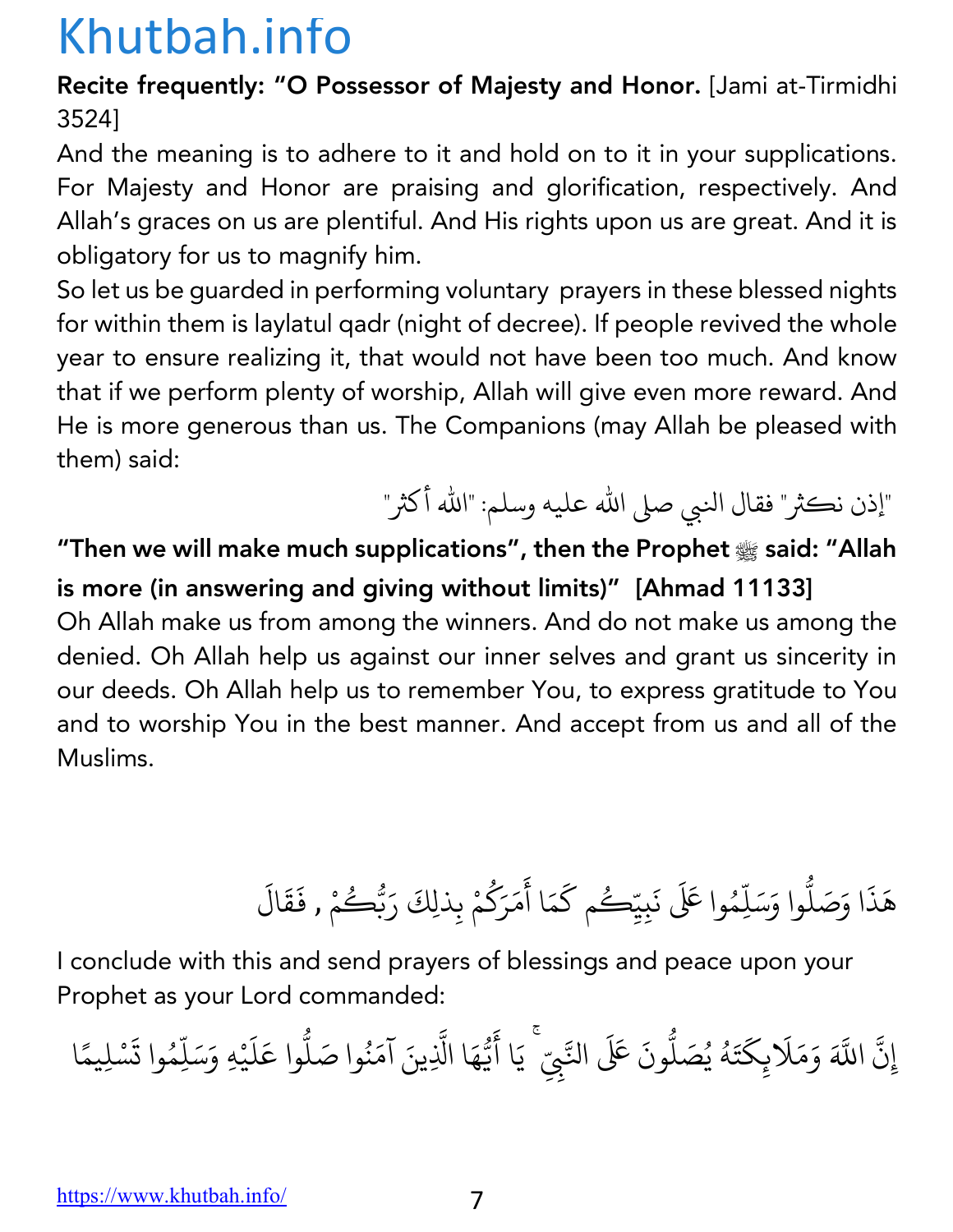**Recite frequently: "O Possessor of Majesty and Honor.** [Jami at-Tirmidhi 3524]

And the meaning is to adhere to it and hold on to it in your supplications. For Majesty and Honor are praising and glorification, respectively. And Allah's graces on us are plentiful. And His rights upon us are great. And it is obligatory for us to magnify him.

So let us be guarded in performing voluntary prayers in these blessed nights for within them is laylatul qadr (night of decree). If people revived the whole year to ensure realizing it, that would not have been too much. And know that if we perform plenty of worship, Allah will give even more reward. And He is more generous than us. The Companions (may Allah be pleased with them) said:

"إذن نكثر" فقال النبي صلى الله عليه وسلم: "الله أكثر"

**"Then we will make much supplications", then the Prophet ﷺ said: "Allah is more (in answering and giving without limits)" [Ahmad 11133]**

Oh Allah make us from among the winners. And do not make us among the denied. Oh Allah help us against our inner selves and grant us sincerity in our deeds. Oh Allah help us to remember You, to express gratitude to You and to worship You in the best manner. And accept from us and all of the Muslims.

هَذَا وَصَلُّوا وَسَلِّمُوا عَلَى نَبِيِّكُم كَمَا أَمَرَكُمْ بِذلِكَ رَبُّكُمْ , فَقَالَ

I conclude with this and send prayers of blessings and peace upon your Prophet as your Lord commanded:

إِنَّ اللَّهَ وَمَلَائِكَتَهُ يُصَلُّونَ عَلَى النَّبِيِّ ۚ يَا أَيُّهَا الَّذِينَ آمَنُوا صَلُّوا عَلَيْهِ وَسَلِّمُوا تَسْلِيمًا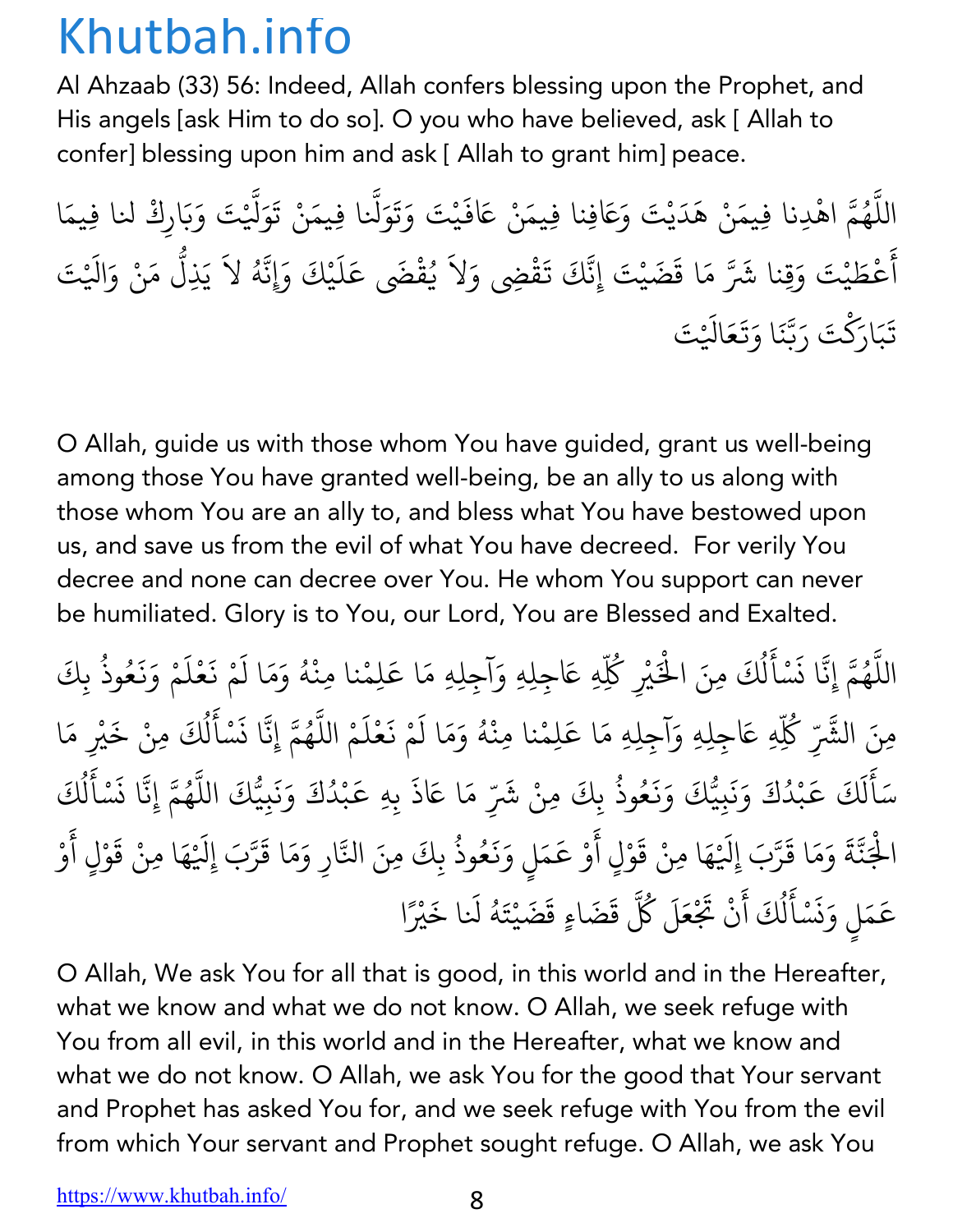Al Ahzaab (33) 56: Indeed, Allah confers blessing upon the Prophet, and His angels [ask Him to do so]. O you who have believed, ask [ Allah to confer] blessing upon him and ask [ Allah to grant him] peace.

اللَّهُمَّ اهْدِنا فِيمَنْ هَدَيْتَ وَعَافِنا فِيمَنْ عَافَيْتَ وَتَوَلَّنا فِيمَنْ تَوَلَّيْتَ وَبَارِكْ لنا فِيمَا أَعْطَيْتَ وَقِنا شَرَّ مَا قَضَيْتَ إِنَّكَ تَقْضِي وَلاَ يُقْضَى عَلَيْكَ وَإِنَّهُ لاَ يَذِلُّ مَنْ وَالَيْتَ تَبَارَكْتَ رَبَّنَا وَتَعَالَيْتَ

O Allah, guide us with those whom You have guided, grant us well-being among those You have granted well-being, be an ally to us along with those whom You are an ally to, and bless what You have bestowed upon us, and save us from the evil of what You have decreed. For verily You decree and none can decree over You. He whom You support can never be humiliated. Glory is to You, our Lord, You are Blessed and Exalted.

اللَّهُمَّ إِنَّا نَسْأَلُكَ مِنَ الْخَيْرِ كُلِّهِ عَاجِلِهِ وَآجِلِهِ مَا عَلِمْنا مِنْهُ وَمَا لَمْ نَعْلَمْ وَنَعُوذُ بِكَ مِنَ الشَّرِّ كُلِّهِ عَاجِلِهِ وَآجِلِهِ مَا عَلِمْنا مِنْهُ وَمَا لَمْ نَعْلَمْ اللَّهُمَّ إِنَّا نَسْأَلُكَ مِنْ خَيْرِ مَا سَأَلَكَ عَبْدُكَ وَنَبِيُّكَ وَنَعُوذُ بِكَ مِنْ شَرِّ مَا عَاذَ بِهِ عَبْدُكَ وَنَبِيُّكَ اللَّهُمَّ إِنَّا نَسْأَلُكَ الْجَنَّةَ وَمَا قَرَّبَ إِلَيْهَا مِنْ قَوْلٍ أَوْ عَمَلٍ وَنَعُوذُ بِكَ مِنَ النَّارِ وَمَا قَرَّبَ إِلَيْهَا مِنْ قَوْلٍ أَوْ عَمَلٍ وَنَسْأَلُكَ أَنْ تَجْعَلَ كُلَّ قَضَاءٍ قَضَيْتَهُ لَنا خَيْرًا

O Allah, We ask You for all that is good, in this world and in the Hereafter, what we know and what we do not know. O Allah, we seek refuge with You from all evil, in this world and in the Hereafter, what we know and what we do not know. O Allah, we ask You for the good that Your servant and Prophet has asked You for, and we seek refuge with You from the evil from which Your servant and Prophet sought refuge. O Allah, we ask You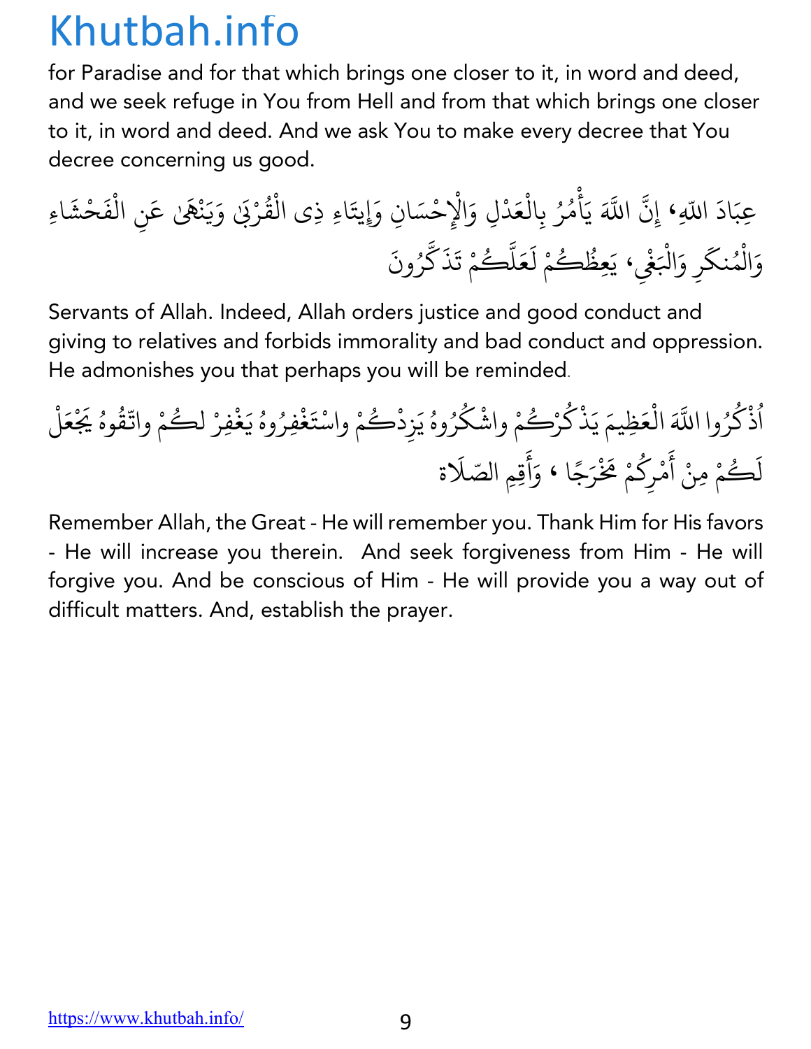for Paradise and for that which brings one closer to it, in word and deed, and we seek refuge in You from Hell and from that which brings one closer to it, in word and deed. And we ask You to make every decree that You decree concerning us good.

عِبَادَ اللهِ، إِنَّ اللَّهَ يَأْمُرُ بِالْعَدْلِ وَالْإِحْسَانِ وَإِيتَاءِ ذِى الْقُرْبَىٰ وَيَنْهَىٰ عَنِ الْفَحْشَاءِ وَالْمُنكَرِ وَالْبَغْيِ، يَعِظُكُمْ لَعَلَّكُمْ تَذَكَّرُونَ

Servants of Allah. Indeed, Allah orders justice and good conduct and giving to relatives and forbids immorality and bad conduct and oppression. He admonishes you that perhaps you will be reminded.

أُذْكُرُوا اللَّهَ الْعَظِيمَ يَذْكُرْكُمْ واشْكُرُوهُ يَزِدْكُمْ واسْتَغْفِرُوهُ يَغْفِرْ لكُمْ واتّقُوهُ يَجْعَلْ لَكُمْ مِنْ أَمْرِكُمْ مَخْرَجًا ، وَأَقِمِ الصّلَاة

Remember Allah, the Great - He will remember you. Thank Him for His favors - He will increase you therein. And seek forgiveness from Him - He will forgive you. And be conscious of Him - He will provide you a way out of difficult matters. And, establish the prayer.